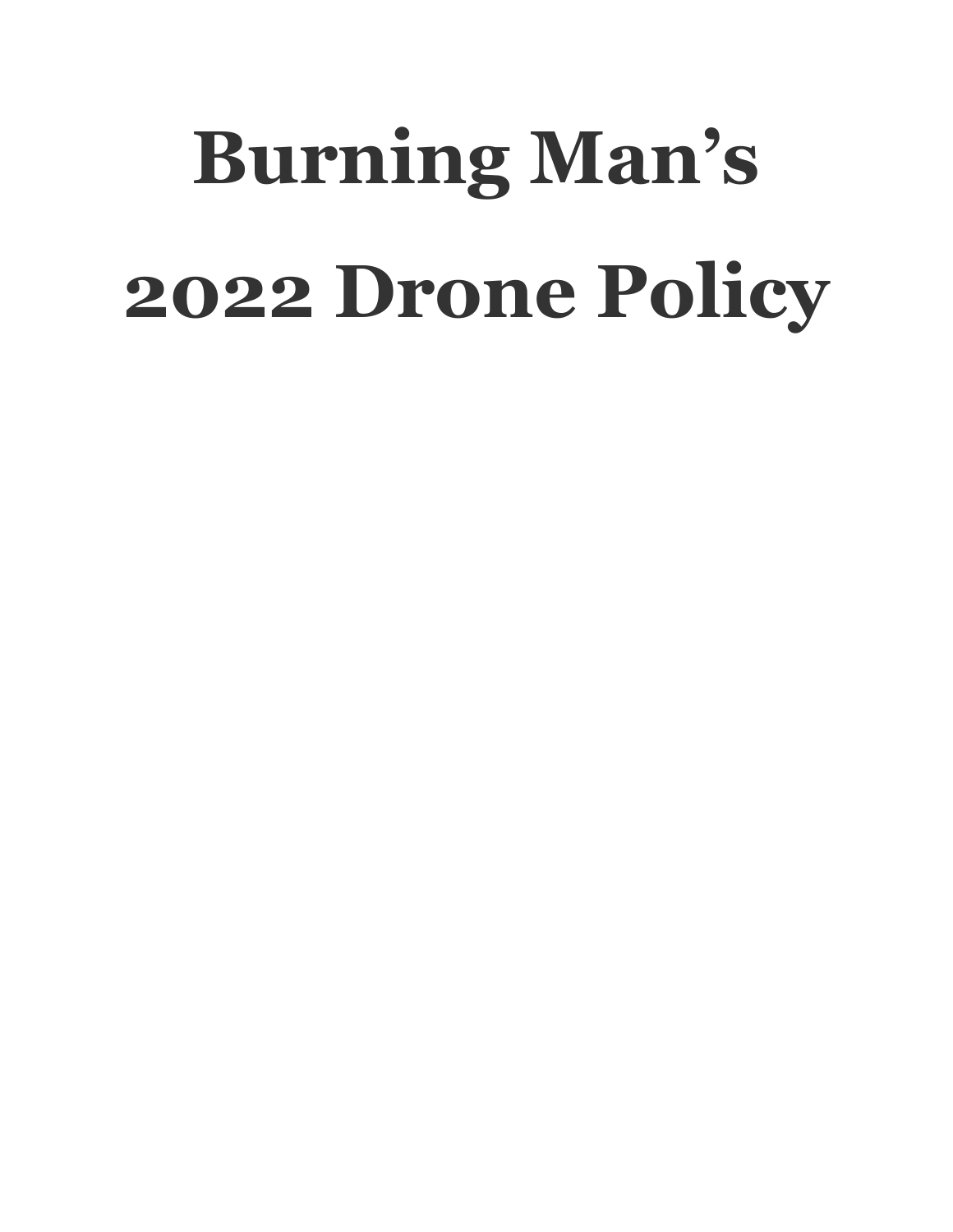# Burning Man's 2022 Drone Policy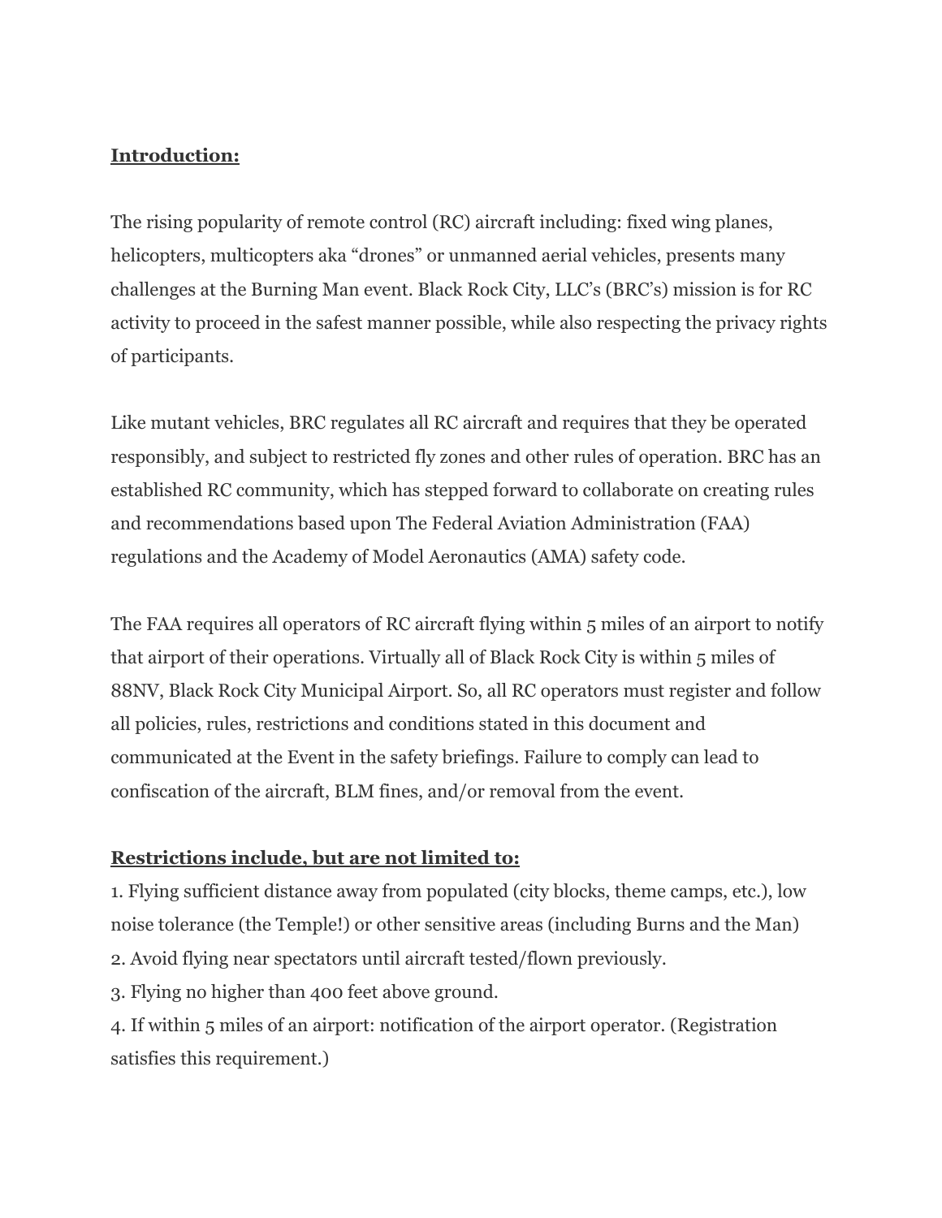**Introduction:**

The rising popularity of remote control (RC) aircraft including: fixed wing planes, helicopters, multicopters aka "drones" or unmanned aerial vehicles, presents many challenges at the Burning Man event. Black Rock City, LLC's (BRC's) mission is for RC activity to proceed in the safest manner possible, while also respecting the privacy rights of participants.

Like mutant vehicles, BRC regulates all RC aircraft and requires that they be operated responsibly, and subject to restricted fly zones and other rules of operation. BRC has an established RC community, which has stepped forward to collaborate on creating rules and recommendations based upon The Federal Aviation Administration (FAA) regulations and the Academy of Model Aeronautics (AMA) safety code.

The FAA requires all operators of RC aircraft flying within 5 miles of an airport to notify that airport of their operations. Virtually all of Black Rock City is within 5 miles of 88NV, Black Rock City Municipal Airport. So, all RC operators must register and follow all policies, rules, restrictions and conditions stated in this document and communicated at the Event in the safety briefings. Failure to comply can lead to confiscation of the aircraft, BLM fines, and/or removal from the event.

**Restrictions include, but are not limited to:**

1. Flying sufficient distance away from populated (city blocks, theme camps, etc.), low noise tolerance (the Temple!) or other sensitive areas (including Burns and the Man)
2. Avoid flying near spectators until aircraft tested/flown previously.
3. Flying no higher than 400 feet above ground.
4. If within 5 miles of an airport: notification of the airport operator. (Registration satisfies this requirement.)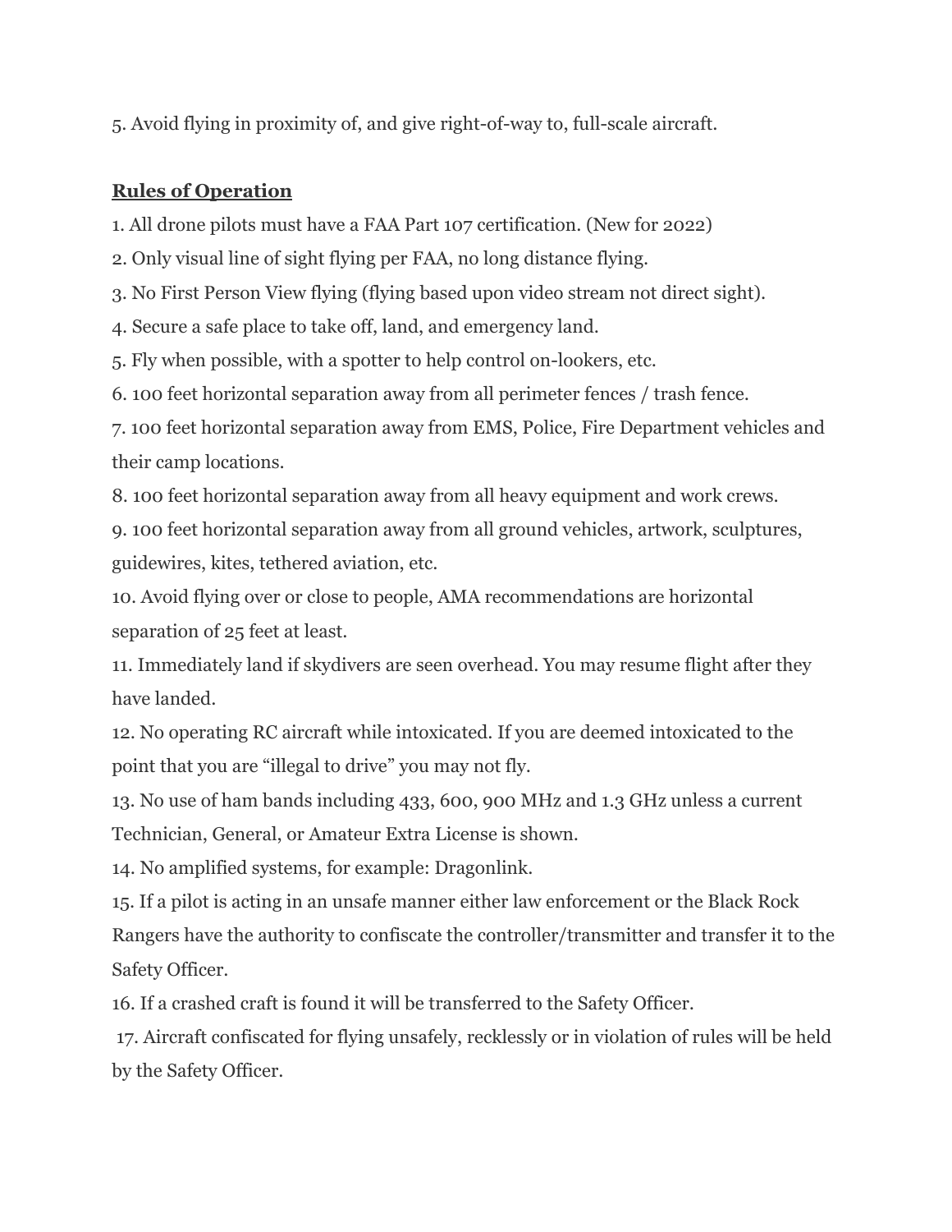5. Avoid flying in proximity of, and give right-of-way to, full-scale aircraft.

**Rules of Operation**

1. All drone pilots must have a FAA Part 107 certification. (New for 2022)
2. Only visual line of sight flying per FAA, no long distance flying.
3. No First Person View flying (flying based upon video stream not direct sight).
4. Secure a safe place to take off, land, and emergency land.
5. Fly when possible, with a spotter to help control on-lookers, etc.
6. 100 feet horizontal separation away from all perimeter fences / trash fence.
7. 100 feet horizontal separation away from EMS, Police, Fire Department vehicles and their camp locations.
8. 100 feet horizontal separation away from all heavy equipment and work crews.
9. 100 feet horizontal separation away from all ground vehicles, artwork, sculptures, guidewires, kites, tethered aviation, etc.
10. Avoid flying over or close to people, AMA recommendations are horizontal separation of 25 feet at least.
11. Immediately land if skydivers are seen overhead. You may resume flight after they have landed.
12. No operating RC aircraft while intoxicated. If you are deemed intoxicated to the point that you are "illegal to drive" you may not fly.
13. No use of ham bands including 433, 600, 900 MHz and 1.3 GHz unless a current Technician, General, or Amateur Extra License is shown.
14. No amplified systems, for example: Dragonlink.
15. If a pilot is acting in an unsafe manner either law enforcement or the Black Rock Rangers have the authority to confiscate the controller/transmitter and transfer it to the Safety Officer.
16. If a crashed craft is found it will be transferred to the Safety Officer.
17. Aircraft confiscated for flying unsafely, recklessly or in violation of rules will be held by the Safety Officer.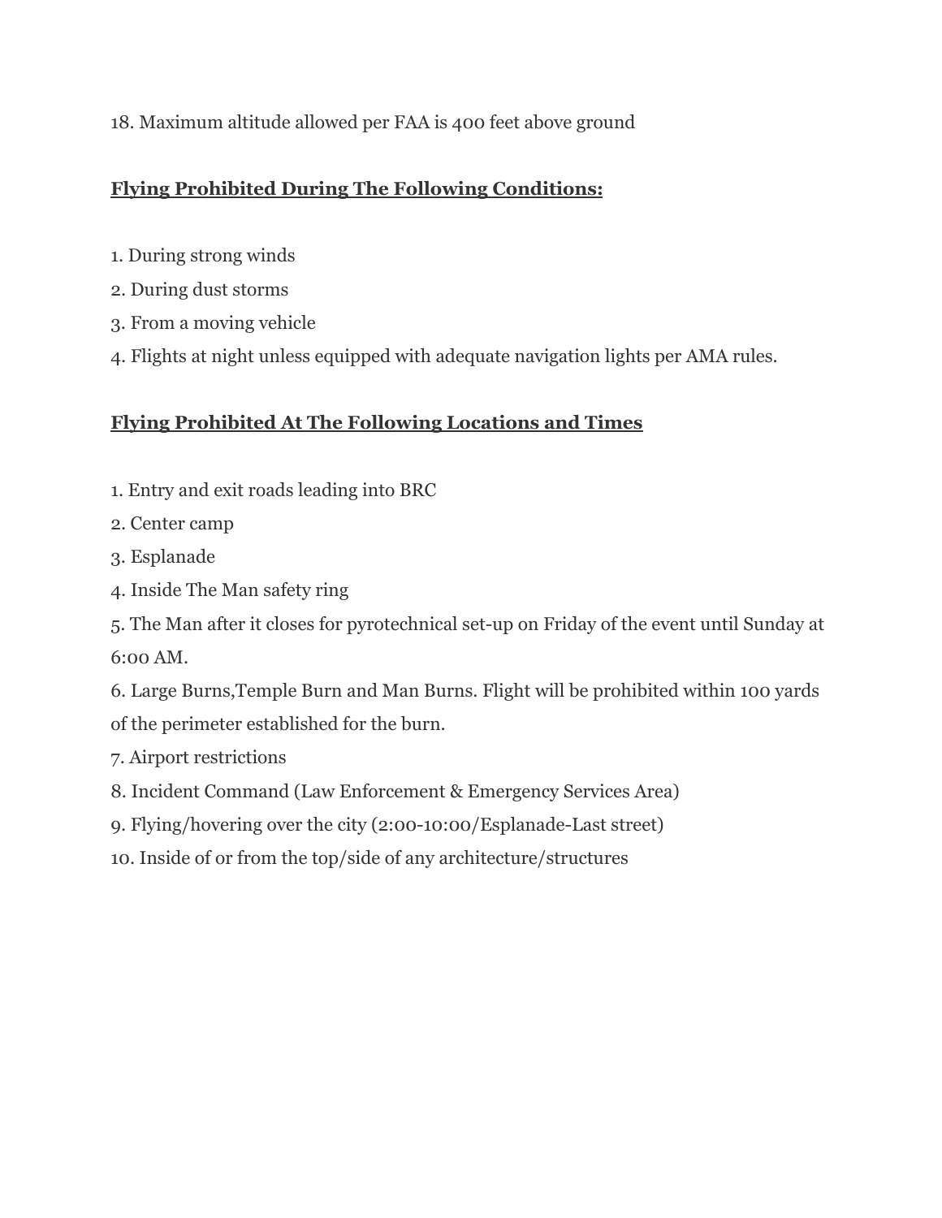18. Maximum altitude allowed per FAA is 400 feet above ground

## **Flying Prohibited During The Following Conditions:**

1. During strong winds
2. During dust storms
3. From a moving vehicle
4. Flights at night unless equipped with adequate navigation lights per AMA rules.

## **Flying Prohibited At The Following Locations and Times**

1. Entry and exit roads leading into BRC
2. Center camp
3. Esplanade
4. Inside The Man safety ring
5. The Man after it closes for pyrotechnical set-up on Friday of the event until Sunday at 6:00 AM.
6. Large Burns,Temple Burn and Man Burns. Flight will be prohibited within 100 yards of the perimeter established for the burn.
7. Airport restrictions
8. Incident Command (Law Enforcement & Emergency Services Area)
9. Flying/hovering over the city (2:00-10:00/Esplanade-Last street)
10. Inside of or from the top/side of any architecture/structures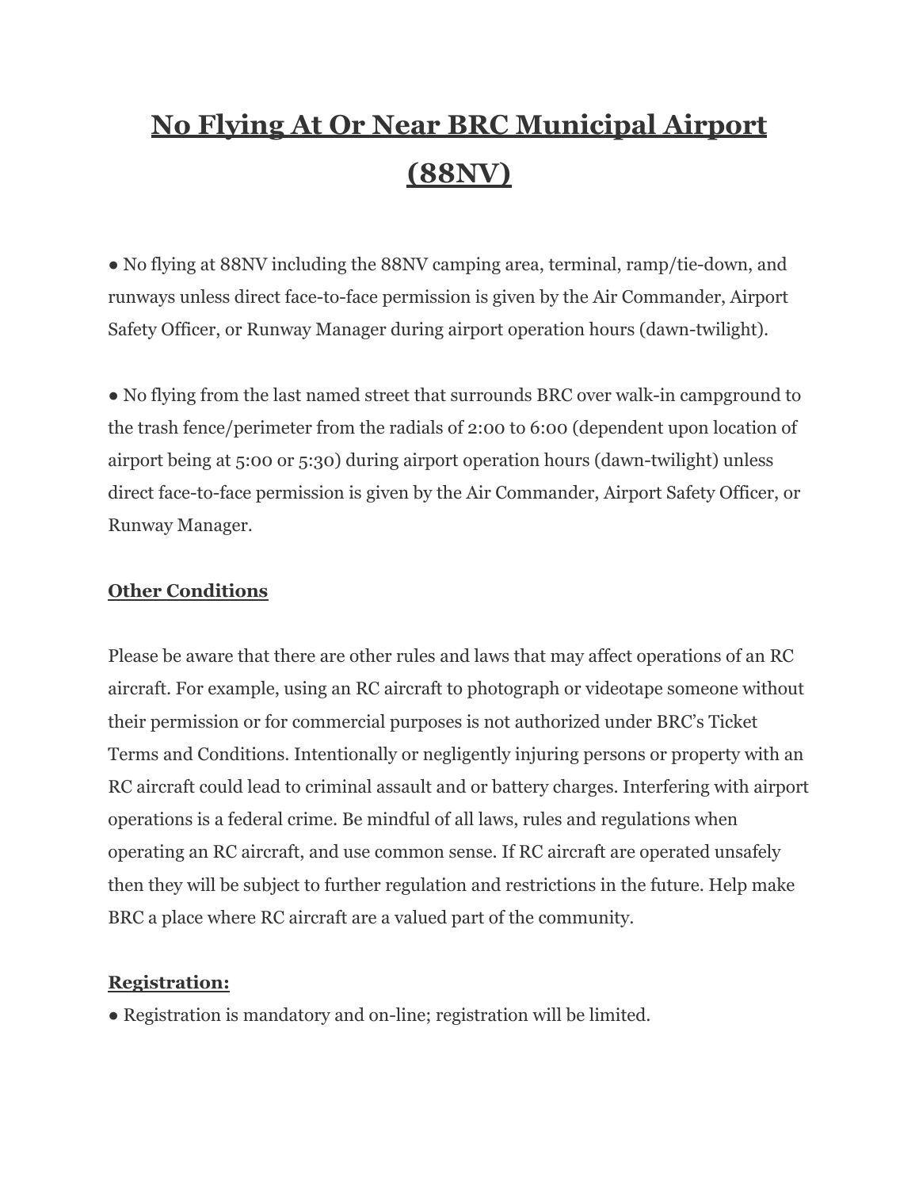# No Flying At Or Near BRC Municipal Airport (88NV)

- No flying at 88NV including the 88NV camping area, terminal, ramp/tie-down, and runways unless direct face-to-face permission is given by the Air Commander, Airport Safety Officer, or Runway Manager during airport operation hours (dawn-twilight).

- No flying from the last named street that surrounds BRC over walk-in campground to the trash fence/perimeter from the radials of 2:00 to 6:00 (dependent upon location of airport being at 5:00 or 5:30) during airport operation hours (dawn-twilight) unless direct face-to-face permission is given by the Air Commander, Airport Safety Officer, or Runway Manager.

## Other Conditions

Please be aware that there are other rules and laws that may affect operations of an RC aircraft. For example, using an RC aircraft to photograph or videotape someone without their permission or for commercial purposes is not authorized under BRC's Ticket Terms and Conditions. Intentionally or negligently injuring persons or property with an RC aircraft could lead to criminal assault and or battery charges. Interfering with airport operations is a federal crime. Be mindful of all laws, rules and regulations when operating an RC aircraft, and use common sense. If RC aircraft are operated unsafely then they will be subject to further regulation and restrictions in the future. Help make BRC a place where RC aircraft are a valued part of the community.

## Registration:

- Registration is mandatory and on-line; registration will be limited.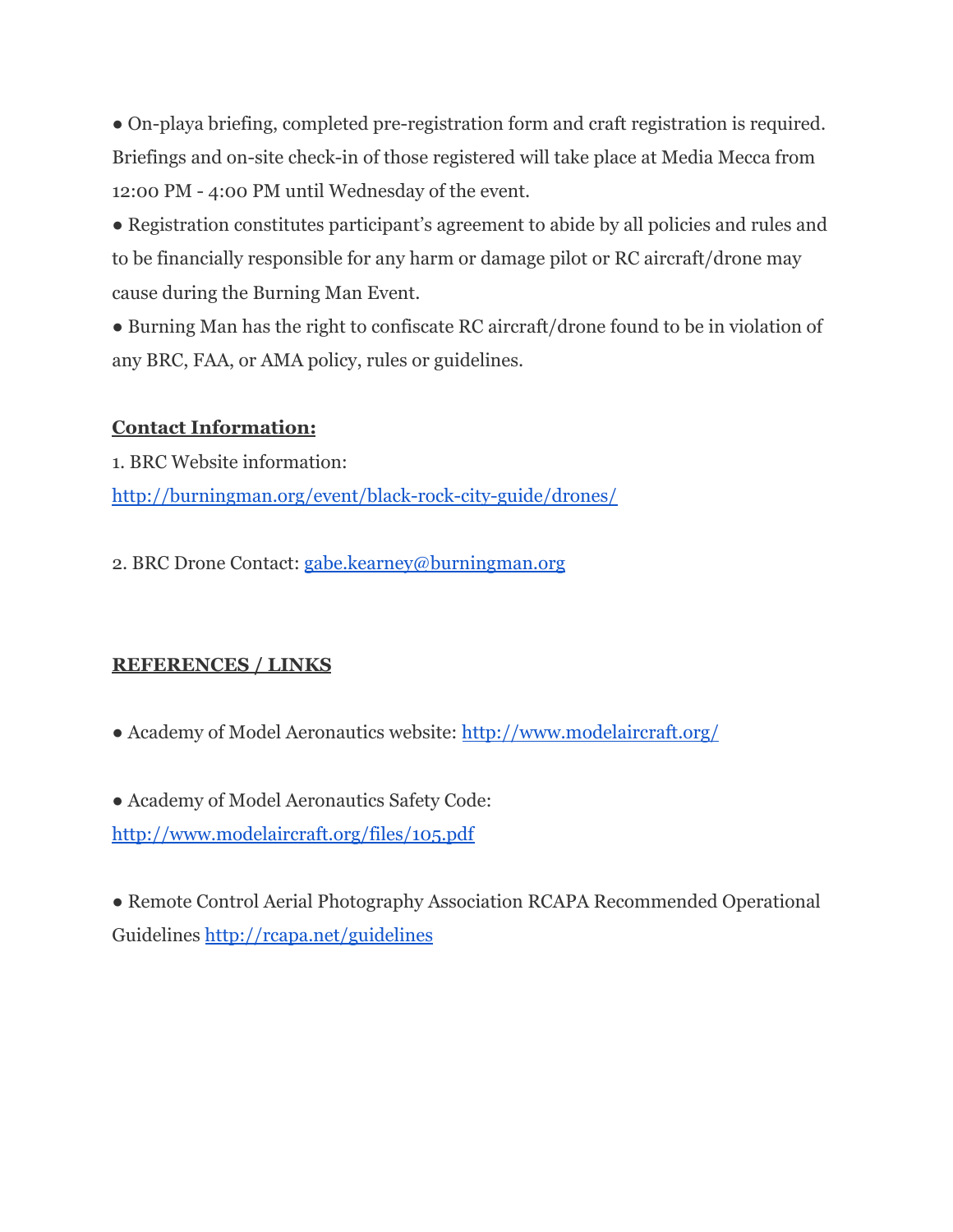- On-playa briefing, completed pre-registration form and craft registration is required. Briefings and on-site check-in of those registered will take place at Media Mecca from 12:00 PM - 4:00 PM until Wednesday of the event.
- Registration constitutes participant's agreement to abide by all policies and rules and to be financially responsible for any harm or damage pilot or RC aircraft/drone may cause during the Burning Man Event.
- Burning Man has the right to confiscate RC aircraft/drone found to be in violation of any BRC, FAA, or AMA policy, rules or guidelines.

**Contact Information:**

1. BRC Website information: [http://burningman.org/event/black-rock-city-guide/drones/](http://burningman.org/event/black-rock-city-guide/drones/)

2. BRC Drone Contact: [gabe.kearney@burningman.org](mailto:gabe.kearney@burningman.org)

**REFERENCES / LINKS**

- Academy of Model Aeronautics website: [http://www.modelaircraft.org/](http://www.modelaircraft.org/)

- Academy of Model Aeronautics Safety Code: [http://www.modelaircraft.org/files/105.pdf](http://www.modelaircraft.org/files/105.pdf)

- Remote Control Aerial Photography Association RCAPA Recommended Operational Guidelines [http://rcapa.net/guidelines](http://rcapa.net/guidelines)